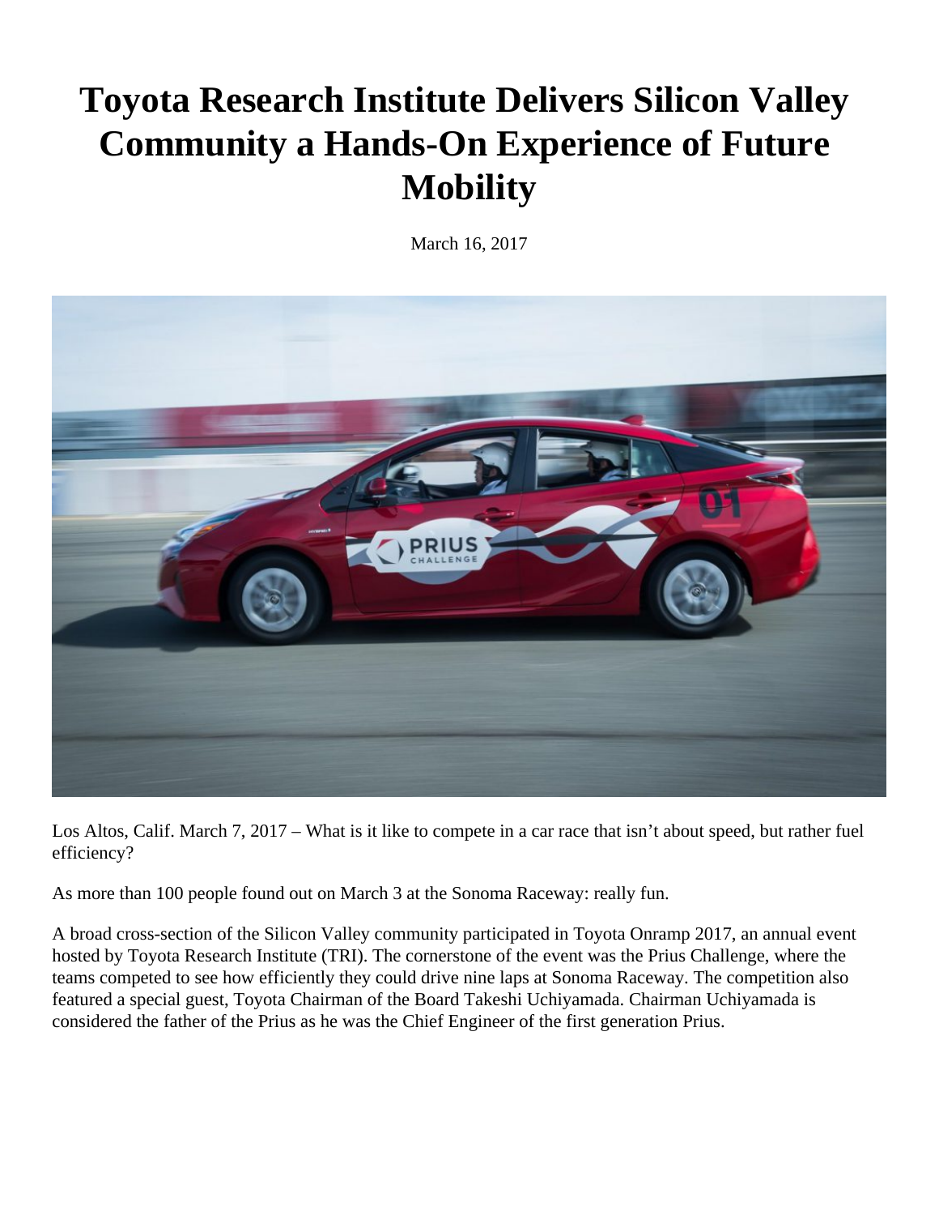# Toyota Research Institute Delivers Silicon Valley Community a Hands-On Experience of Future Mobility

March 16, 2017

Los Altos, Calif. March 7, 2017 – What is it like to compete in a car race that isn't about speed, but rather fuel efficiency?

As more than 100 people found out on March 3 at the Sonoma Raceway: really fun.

A broad cross-section of the Silicon Valley community participated in Toyota Onramp 2017, an annual event hosted by Toyota Research Institute (TRI). The cornerstone of the event was the Prius Challenge, where the teams competed to see how efficiently they could drive nine laps at Sonoma Raceway. The competition also featured a special guest, Toyota Chairman of the Board Takeshi Uchiyamada. Chairman Uchiyamada is considered the father of the Prius as he was the Chief Engineer of the first generation Prius.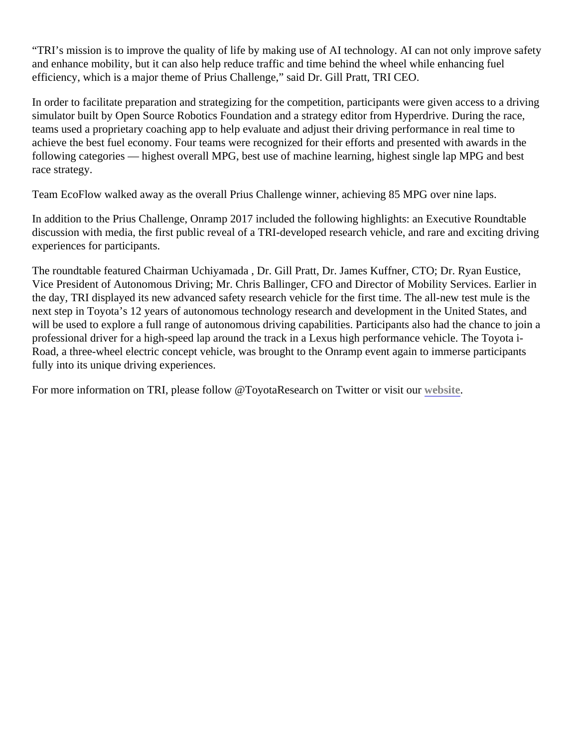“TRI’s mission is to improve the quality of life by making use of AI technology. AI can not only improve safety and enhance mobility, but it can also help reduce traffic and time behind the wheel while enhancing fuel efficiency, which is a major theme of Prius Challenge,” said Dr. Gill Pratt, TRI CEO.

In order to facilitate preparation and strategizing for the competition, participants were given access to a driving simulator built by Open Source Robotics Foundation and a strategy editor from Hyperdrive. During the race, teams used a proprietary coaching app to help evaluate and adjust their driving performance in real time to achieve the best fuel economy. Four teams were recognized for their efforts and presented with awards in the following categories — highest overall MPG, best use of machine learning, highest single lap MPG and best race strategy.

Team EcoFlow walked away as the overall Prius Challenge winner, achieving 85 MPG over nine laps.

In addition to the Prius Challenge, Onramp 2017 included the following highlights: an Executive Roundtable discussion with media, the first public reveal of a TRI-developed research vehicle, and rare and exciting driving experiences for participants.

The roundtable featured Chairman Uchiyamada , Dr. Gill Pratt, Dr. James Kuffner, CTO; Dr. Ryan Eustice, Vice President of Autonomous Driving; Mr. Chris Ballinger, CFO and Director of Mobility Services. Earlier in the day, TRI displayed its new advanced safety research vehicle for the first time. The all-new test mule is the next step in Toyota’s 12 years of autonomous technology research and development in the United States, and will be used to explore a full range of autonomous driving capabilities. Participants also had the chance to join a professional driver for a high-speed lap around the track in a Lexus high performance vehicle. The Toyota i-Road, a three-wheel electric concept vehicle, was brought to the Onramp event again to immerse participants fully into its unique driving experiences.

For more information on TRI, please follow @ToyotaResearch on Twitter or visit our website.